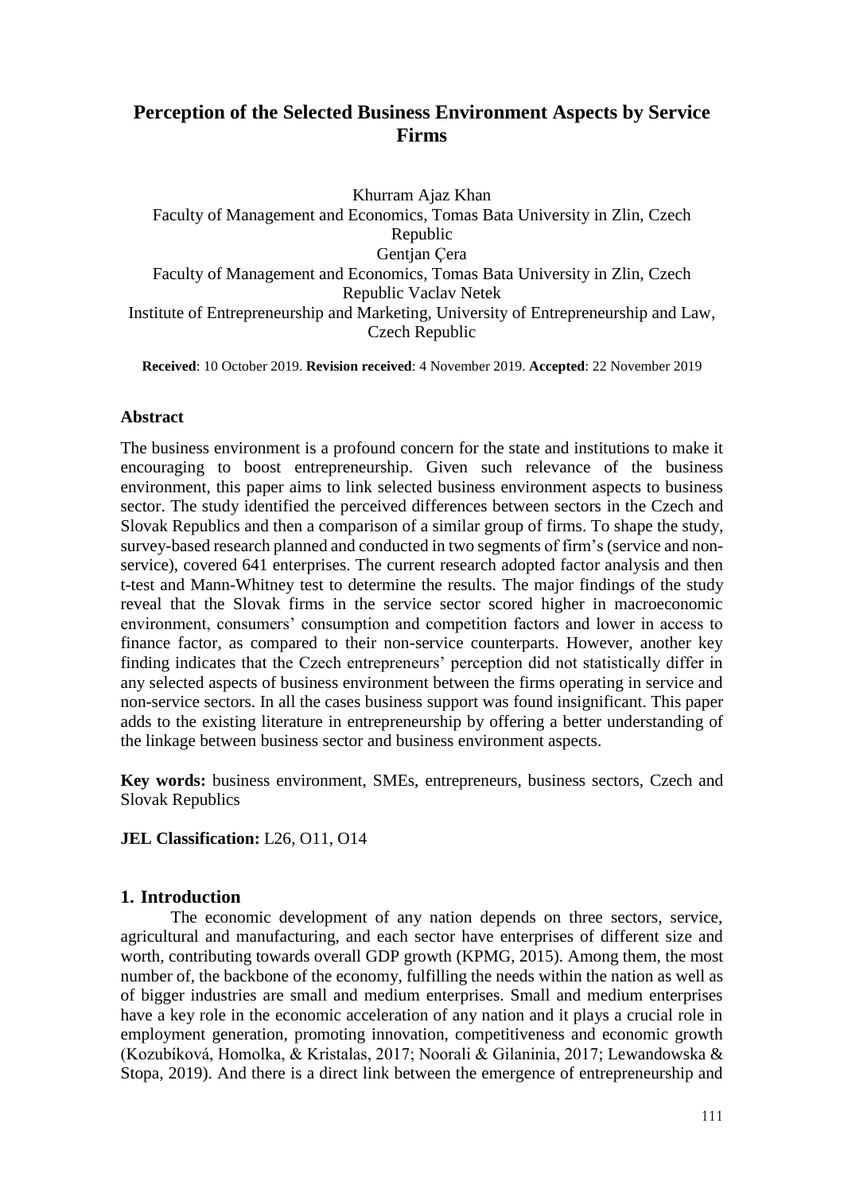# Perception of the Selected Business Environment Aspects by Service Firms

Khurram Ajaz Khan
Faculty of Management and Economics, Tomas Bata University in Zlin, Czech Republic
Gentjan Çera
Faculty of Management and Economics, Tomas Bata University in Zlin, Czech Republic Vaclav Netek
Institute of Entrepreneurship and Marketing, University of Entrepreneurship and Law, Czech Republic

**Received**: 10 October 2019. **Revision received**: 4 November 2019. **Accepted**: 22 November 2019

### Abstract

The business environment is a profound concern for the state and institutions to make it encouraging to boost entrepreneurship. Given such relevance of the business environment, this paper aims to link selected business environment aspects to business sector. The study identified the perceived differences between sectors in the Czech and Slovak Republics and then a comparison of a similar group of firms. To shape the study, survey-based research planned and conducted in two segments of firm's (service and non-service), covered 641 enterprises. The current research adopted factor analysis and then t-test and Mann-Whitney test to determine the results. The major findings of the study reveal that the Slovak firms in the service sector scored higher in macroeconomic environment, consumers' consumption and competition factors and lower in access to finance factor, as compared to their non-service counterparts. However, another key finding indicates that the Czech entrepreneurs' perception did not statistically differ in any selected aspects of business environment between the firms operating in service and non-service sectors. In all the cases business support was found insignificant. This paper adds to the existing literature in entrepreneurship by offering a better understanding of the linkage between business sector and business environment aspects.

**Key words:** business environment, SMEs, entrepreneurs, business sectors, Czech and Slovak Republics

**JEL Classification:** L26, O11, O14

## 1. Introduction

The economic development of any nation depends on three sectors, service, agricultural and manufacturing, and each sector have enterprises of different size and worth, contributing towards overall GDP growth (KPMG, 2015). Among them, the most number of, the backbone of the economy, fulfilling the needs within the nation as well as of bigger industries are small and medium enterprises. Small and medium enterprises have a key role in the economic acceleration of any nation and it plays a crucial role in employment generation, promoting innovation, competitiveness and economic growth (Kozubíková, Homolka, & Kristalas, 2017; Noorali & Gilaninia, 2017; Lewandowska & Stopa, 2019). And there is a direct link between the emergence of entrepreneurship and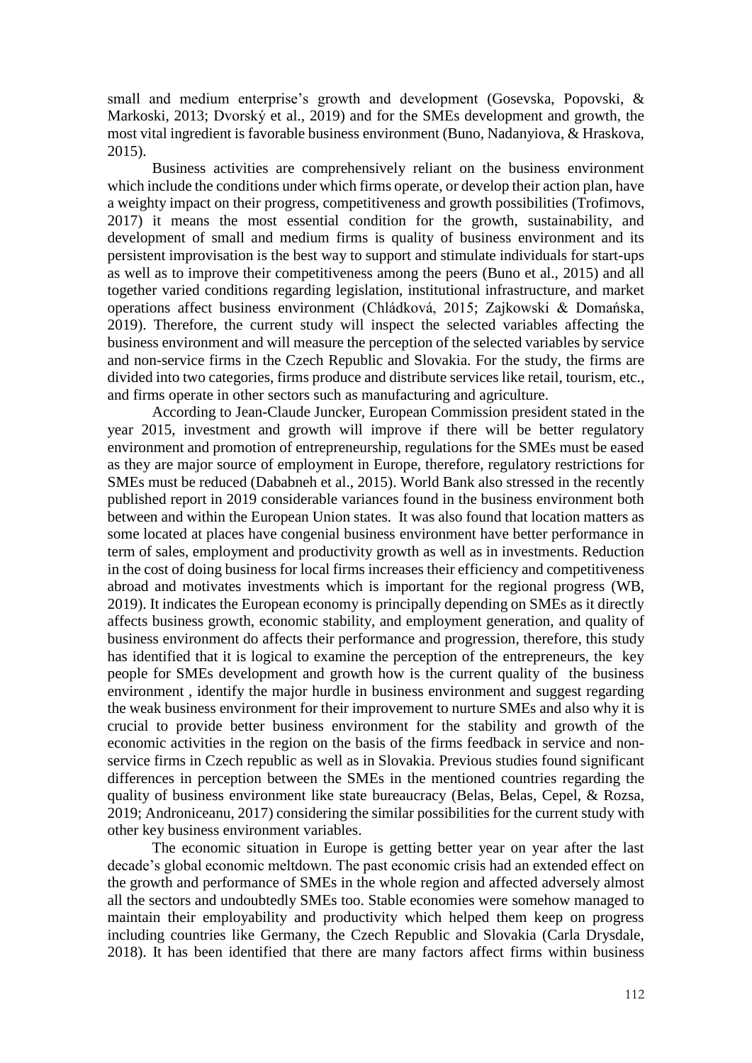small and medium enterprise's growth and development (Gosevska, Popovski, & Markoski, 2013; Dvorský et al., 2019) and for the SMEs development and growth, the most vital ingredient is favorable business environment (Buno, Nadanyiova, & Hraskova, 2015).

Business activities are comprehensively reliant on the business environment which include the conditions under which firms operate, or develop their action plan, have a weighty impact on their progress, competitiveness and growth possibilities (Trofimovs, 2017) it means the most essential condition for the growth, sustainability, and development of small and medium firms is quality of business environment and its persistent improvisation is the best way to support and stimulate individuals for start-ups as well as to improve their competitiveness among the peers (Buno et al., 2015) and all together varied conditions regarding legislation, institutional infrastructure, and market operations affect business environment (Chládková, 2015; Zajkowski & Domańska, 2019). Therefore, the current study will inspect the selected variables affecting the business environment and will measure the perception of the selected variables by service and non-service firms in the Czech Republic and Slovakia. For the study, the firms are divided into two categories, firms produce and distribute services like retail, tourism, etc., and firms operate in other sectors such as manufacturing and agriculture.

According to Jean-Claude Juncker, European Commission president stated in the year 2015, investment and growth will improve if there will be better regulatory environment and promotion of entrepreneurship, regulations for the SMEs must be eased as they are major source of employment in Europe, therefore, regulatory restrictions for SMEs must be reduced (Dababneh et al., 2015). World Bank also stressed in the recently published report in 2019 considerable variances found in the business environment both between and within the European Union states. It was also found that location matters as some located at places have congenial business environment have better performance in term of sales, employment and productivity growth as well as in investments. Reduction in the cost of doing business for local firms increases their efficiency and competitiveness abroad and motivates investments which is important for the regional progress (WB, 2019). It indicates the European economy is principally depending on SMEs as it directly affects business growth, economic stability, and employment generation, and quality of business environment do affects their performance and progression, therefore, this study has identified that it is logical to examine the perception of the entrepreneurs, the key people for SMEs development and growth how is the current quality of the business environment , identify the major hurdle in business environment and suggest regarding the weak business environment for their improvement to nurture SMEs and also why it is crucial to provide better business environment for the stability and growth of the economic activities in the region on the basis of the firms feedback in service and non-service firms in Czech republic as well as in Slovakia. Previous studies found significant differences in perception between the SMEs in the mentioned countries regarding the quality of business environment like state bureaucracy (Belas, Belas, Cepel, & Rozsa, 2019; Androniceanu, 2017) considering the similar possibilities for the current study with other key business environment variables.

The economic situation in Europe is getting better year on year after the last decade's global economic meltdown. The past economic crisis had an extended effect on the growth and performance of SMEs in the whole region and affected adversely almost all the sectors and undoubtedly SMEs too. Stable economies were somehow managed to maintain their employability and productivity which helped them keep on progress including countries like Germany, the Czech Republic and Slovakia (Carla Drysdale, 2018). It has been identified that there are many factors affect firms within business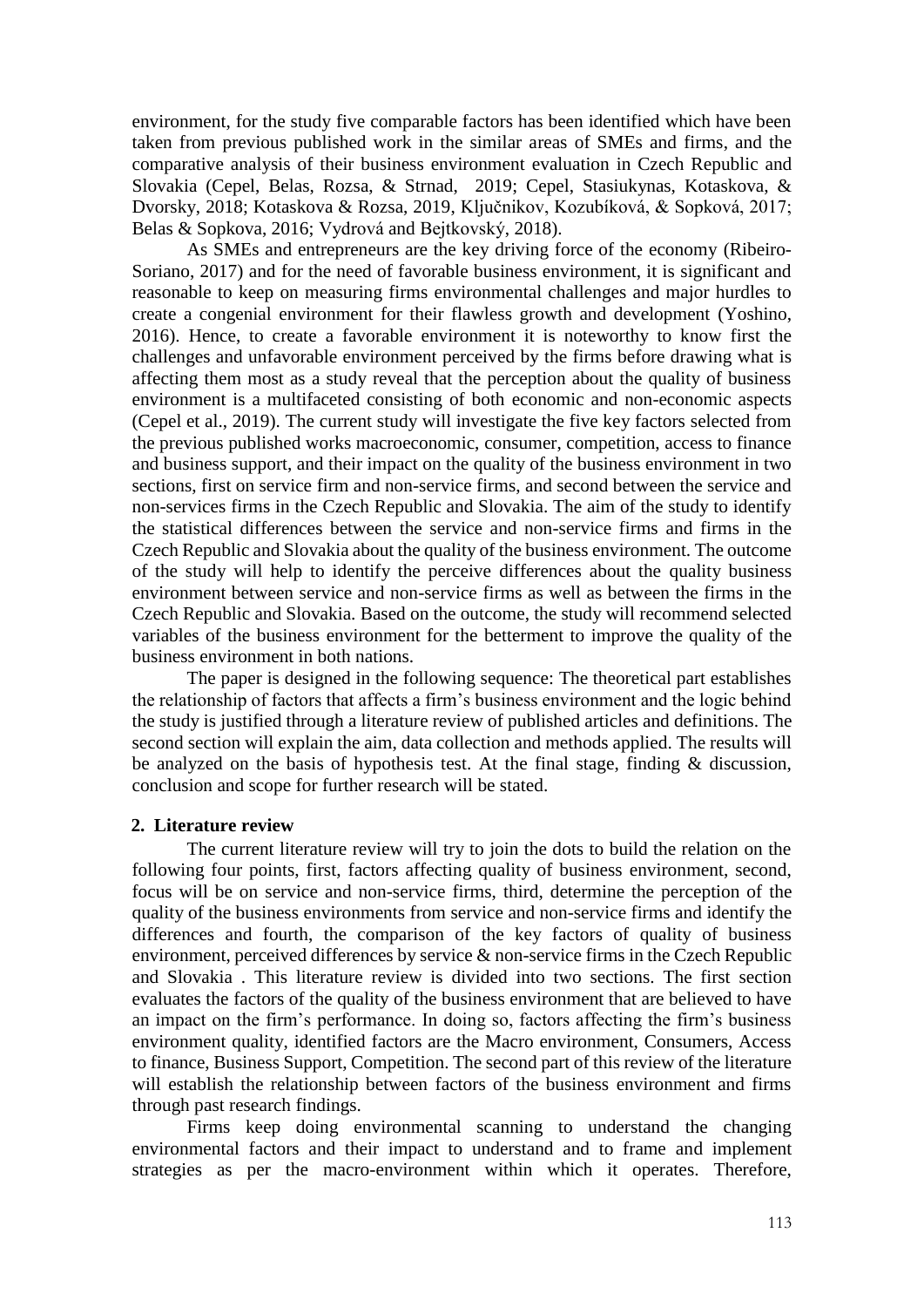environment, for the study five comparable factors has been identified which have been taken from previous published work in the similar areas of SMEs and firms, and the comparative analysis of their business environment evaluation in Czech Republic and Slovakia (Cepel, Belas, Rozsa, & Strnad, 2019; Cepel, Stasiukynas, Kotaskova, & Dvorsky, 2018; Kotaskova & Rozsa, 2019, Ključnikov, Kozubíková, & Sopková, 2017; Belas & Sopkova, 2016; Vydrová and Bejtkovský, 2018).

As SMEs and entrepreneurs are the key driving force of the economy (Ribeiro-Soriano, 2017) and for the need of favorable business environment, it is significant and reasonable to keep on measuring firms environmental challenges and major hurdles to create a congenial environment for their flawless growth and development (Yoshino, 2016). Hence, to create a favorable environment it is noteworthy to know first the challenges and unfavorable environment perceived by the firms before drawing what is affecting them most as a study reveal that the perception about the quality of business environment is a multifaceted consisting of both economic and non-economic aspects (Cepel et al., 2019). The current study will investigate the five key factors selected from the previous published works macroeconomic, consumer, competition, access to finance and business support, and their impact on the quality of the business environment in two sections, first on service firm and non-service firms, and second between the service and non-services firms in the Czech Republic and Slovakia. The aim of the study to identify the statistical differences between the service and non-service firms and firms in the Czech Republic and Slovakia about the quality of the business environment. The outcome of the study will help to identify the perceive differences about the quality business environment between service and non-service firms as well as between the firms in the Czech Republic and Slovakia. Based on the outcome, the study will recommend selected variables of the business environment for the betterment to improve the quality of the business environment in both nations.

The paper is designed in the following sequence: The theoretical part establishes the relationship of factors that affects a firm's business environment and the logic behind the study is justified through a literature review of published articles and definitions. The second section will explain the aim, data collection and methods applied. The results will be analyzed on the basis of hypothesis test. At the final stage, finding & discussion, conclusion and scope for further research will be stated.

## 2. Literature review

The current literature review will try to join the dots to build the relation on the following four points, first, factors affecting quality of business environment, second, focus will be on service and non-service firms, third, determine the perception of the quality of the business environments from service and non-service firms and identify the differences and fourth, the comparison of the key factors of quality of business environment, perceived differences by service & non-service firms in the Czech Republic and Slovakia . This literature review is divided into two sections. The first section evaluates the factors of the quality of the business environment that are believed to have an impact on the firm's performance. In doing so, factors affecting the firm's business environment quality, identified factors are the Macro environment, Consumers, Access to finance, Business Support, Competition. The second part of this review of the literature will establish the relationship between factors of the business environment and firms through past research findings.

Firms keep doing environmental scanning to understand the changing environmental factors and their impact to understand and to frame and implement strategies as per the macro-environment within which it operates. Therefore,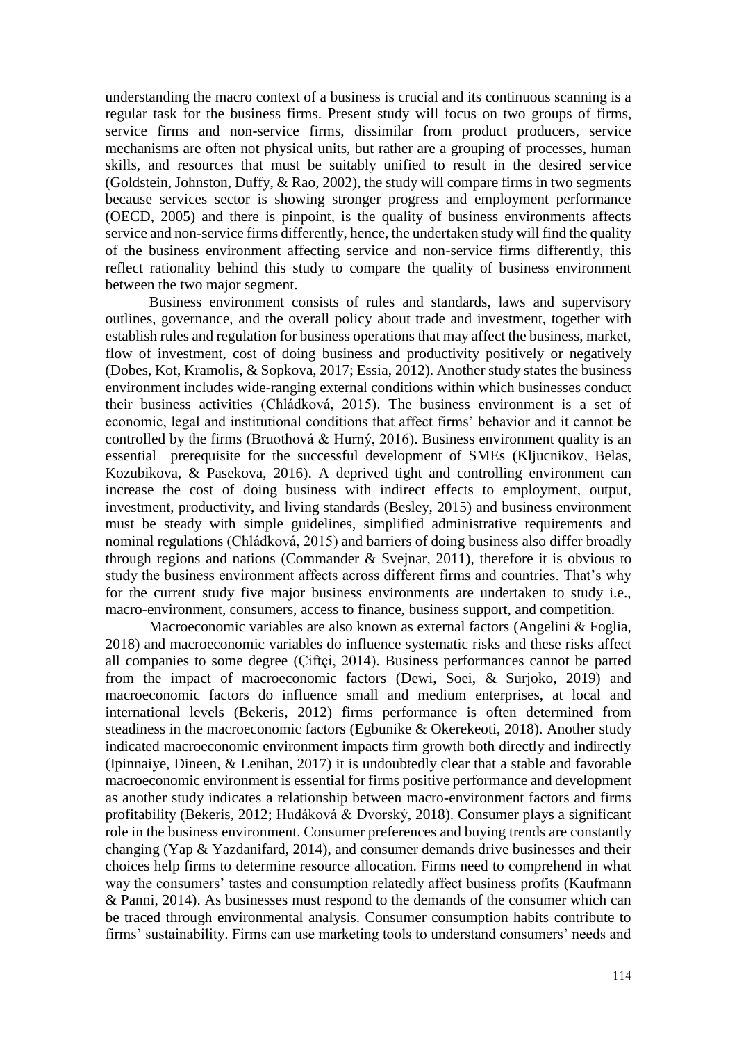understanding the macro context of a business is crucial and its continuous scanning is a regular task for the business firms. Present study will focus on two groups of firms, service firms and non-service firms, dissimilar from product producers, service mechanisms are often not physical units, but rather are a grouping of processes, human skills, and resources that must be suitably unified to result in the desired service (Goldstein, Johnston, Duffy, & Rao, 2002), the study will compare firms in two segments because services sector is showing stronger progress and employment performance (OECD, 2005) and there is pinpoint, is the quality of business environments affects service and non-service firms differently, hence, the undertaken study will find the quality of the business environment affecting service and non-service firms differently, this reflect rationality behind this study to compare the quality of business environment between the two major segment.

Business environment consists of rules and standards, laws and supervisory outlines, governance, and the overall policy about trade and investment, together with establish rules and regulation for business operations that may affect the business, market, flow of investment, cost of doing business and productivity positively or negatively (Dobes, Kot, Kramolis, & Sopkova, 2017; Essia, 2012). Another study states the business environment includes wide-ranging external conditions within which businesses conduct their business activities (Chládková, 2015). The business environment is a set of economic, legal and institutional conditions that affect firms' behavior and it cannot be controlled by the firms (Bruothová & Hurný, 2016). Business environment quality is an essential prerequisite for the successful development of SMEs (Kljucnikov, Belas, Kozubikova, & Pasekova, 2016). A deprived tight and controlling environment can increase the cost of doing business with indirect effects to employment, output, investment, productivity, and living standards (Besley, 2015) and business environment must be steady with simple guidelines, simplified administrative requirements and nominal regulations (Chládková, 2015) and barriers of doing business also differ broadly through regions and nations (Commander & Svejnar, 2011), therefore it is obvious to study the business environment affects across different firms and countries. That's why for the current study five major business environments are undertaken to study i.e., macro-environment, consumers, access to finance, business support, and competition.

Macroeconomic variables are also known as external factors (Angelini & Foglia, 2018) and macroeconomic variables do influence systematic risks and these risks affect all companies to some degree (Çiftçi, 2014). Business performances cannot be parted from the impact of macroeconomic factors (Dewi, Soei, & Surjoko, 2019) and macroeconomic factors do influence small and medium enterprises, at local and international levels (Bekeris, 2012) firms performance is often determined from steadiness in the macroeconomic factors (Egbunike & Okerekeoti, 2018). Another study indicated macroeconomic environment impacts firm growth both directly and indirectly (Ipinnaiye, Dineen, & Lenihan, 2017) it is undoubtedly clear that a stable and favorable macroeconomic environment is essential for firms positive performance and development as another study indicates a relationship between macro-environment factors and firms profitability (Bekeris, 2012; Hudáková & Dvorský, 2018). Consumer plays a significant role in the business environment. Consumer preferences and buying trends are constantly changing (Yap & Yazdanifard, 2014), and consumer demands drive businesses and their choices help firms to determine resource allocation. Firms need to comprehend in what way the consumers' tastes and consumption relatedly affect business profits (Kaufmann & Panni, 2014). As businesses must respond to the demands of the consumer which can be traced through environmental analysis. Consumer consumption habits contribute to firms' sustainability. Firms can use marketing tools to understand consumers' needs and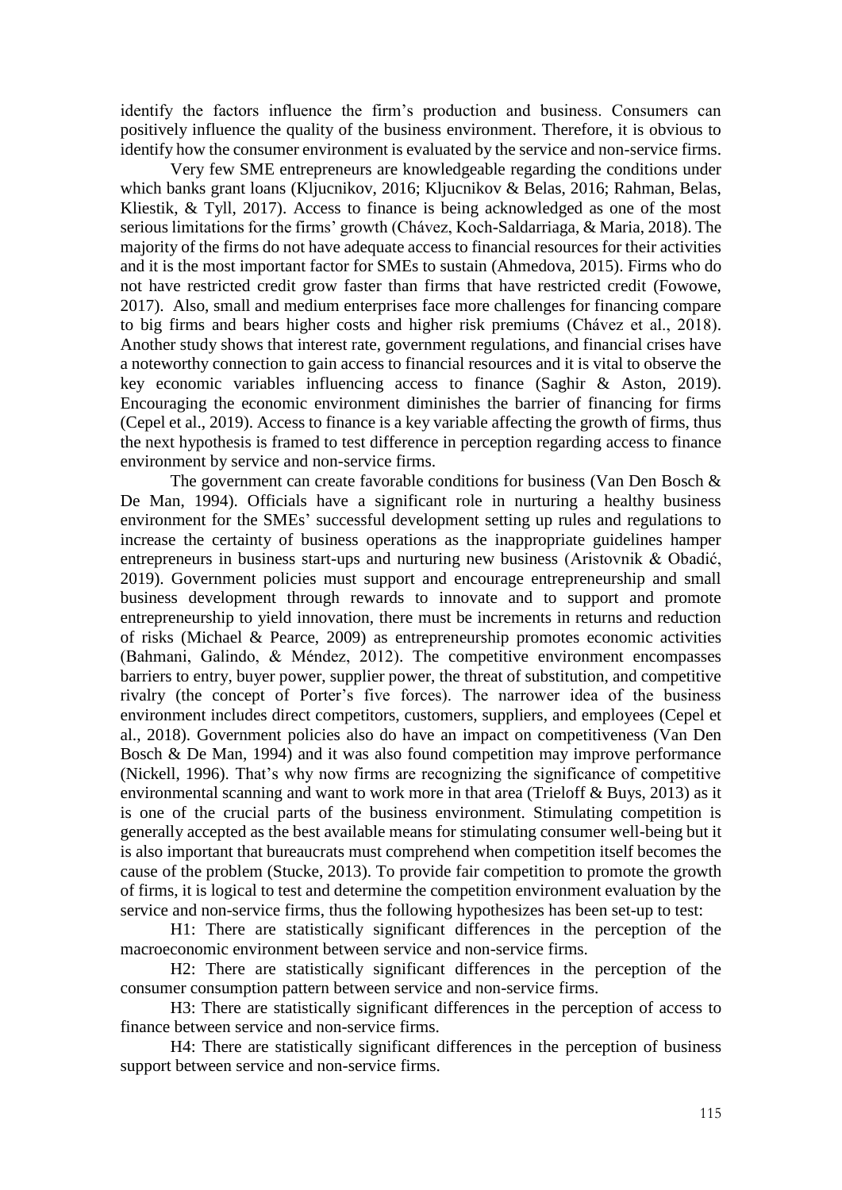identify the factors influence the firm's production and business. Consumers can positively influence the quality of the business environment. Therefore, it is obvious to identify how the consumer environment is evaluated by the service and non-service firms.

Very few SME entrepreneurs are knowledgeable regarding the conditions under which banks grant loans (Kljucnikov, 2016; Kljucnikov & Belas, 2016; Rahman, Belas, Kliestik, & Tyll, 2017). Access to finance is being acknowledged as one of the most serious limitations for the firms' growth (Chávez, Koch-Saldarriaga, & Maria, 2018). The majority of the firms do not have adequate access to financial resources for their activities and it is the most important factor for SMEs to sustain (Ahmedova, 2015). Firms who do not have restricted credit grow faster than firms that have restricted credit (Fowowe, 2017). Also, small and medium enterprises face more challenges for financing compare to big firms and bears higher costs and higher risk premiums (Chávez et al., 2018). Another study shows that interest rate, government regulations, and financial crises have a noteworthy connection to gain access to financial resources and it is vital to observe the key economic variables influencing access to finance (Saghir & Aston, 2019). Encouraging the economic environment diminishes the barrier of financing for firms (Cepel et al., 2019). Access to finance is a key variable affecting the growth of firms, thus the next hypothesis is framed to test difference in perception regarding access to finance environment by service and non-service firms.

The government can create favorable conditions for business (Van Den Bosch & De Man, 1994). Officials have a significant role in nurturing a healthy business environment for the SMEs' successful development setting up rules and regulations to increase the certainty of business operations as the inappropriate guidelines hamper entrepreneurs in business start-ups and nurturing new business (Aristovnik & Obadić, 2019). Government policies must support and encourage entrepreneurship and small business development through rewards to innovate and to support and promote entrepreneurship to yield innovation, there must be increments in returns and reduction of risks (Michael & Pearce, 2009) as entrepreneurship promotes economic activities (Bahmani, Galindo, & Méndez, 2012). The competitive environment encompasses barriers to entry, buyer power, supplier power, the threat of substitution, and competitive rivalry (the concept of Porter's five forces). The narrower idea of the business environment includes direct competitors, customers, suppliers, and employees (Cepel et al., 2018). Government policies also do have an impact on competitiveness (Van Den Bosch & De Man, 1994) and it was also found competition may improve performance (Nickell, 1996). That's why now firms are recognizing the significance of competitive environmental scanning and want to work more in that area (Trieloff & Buys, 2013) as it is one of the crucial parts of the business environment. Stimulating competition is generally accepted as the best available means for stimulating consumer well-being but it is also important that bureaucrats must comprehend when competition itself becomes the cause of the problem (Stucke, 2013). To provide fair competition to promote the growth of firms, it is logical to test and determine the competition environment evaluation by the service and non-service firms, thus the following hypothesizes has been set-up to test:

H1: There are statistically significant differences in the perception of the macroeconomic environment between service and non-service firms.

H2: There are statistically significant differences in the perception of the consumer consumption pattern between service and non-service firms.

H3: There are statistically significant differences in the perception of access to finance between service and non-service firms.

H4: There are statistically significant differences in the perception of business support between service and non-service firms.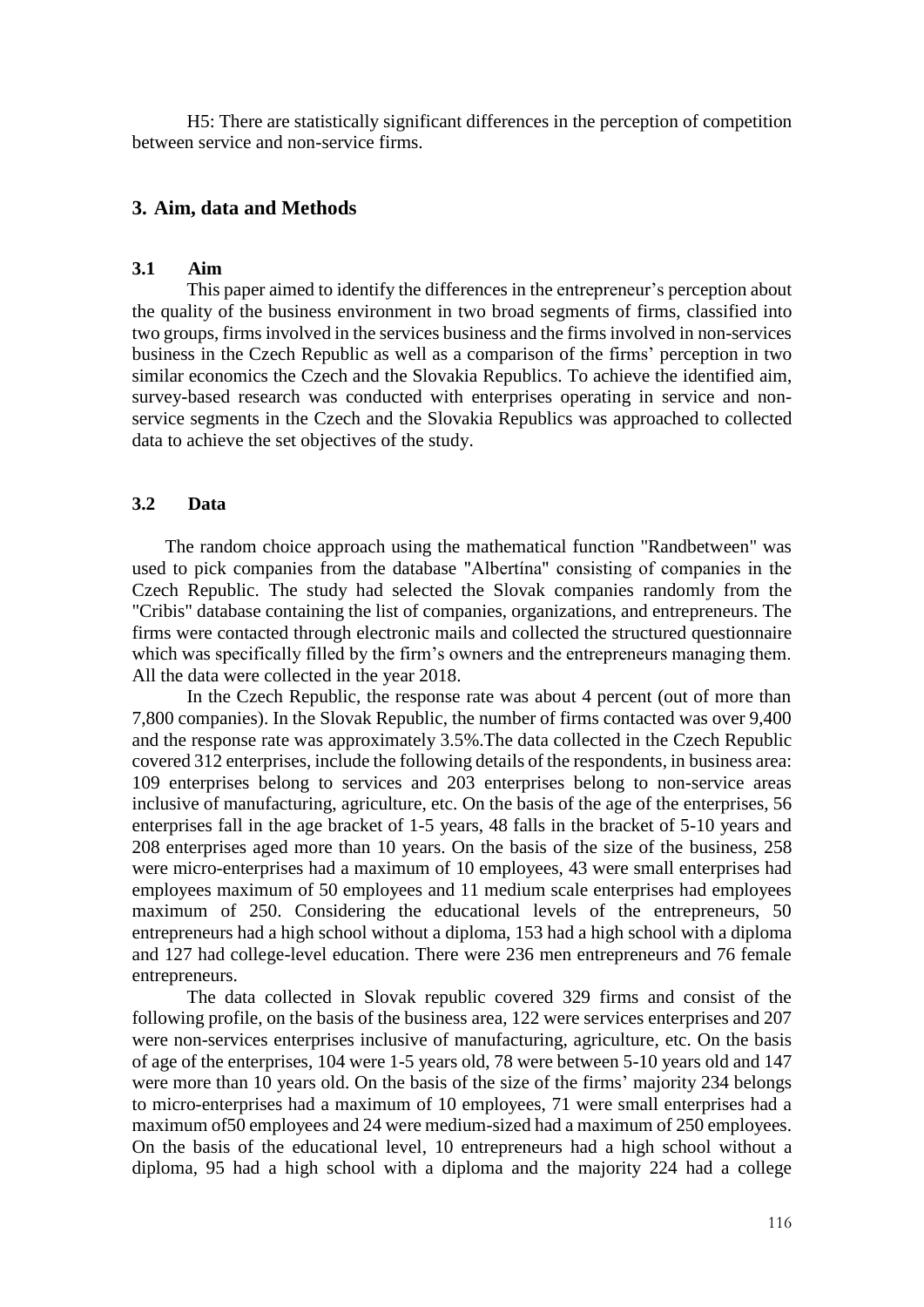H5: There are statistically significant differences in the perception of competition between service and non-service firms.

## 3. Aim, data and Methods

### 3.1 Aim

This paper aimed to identify the differences in the entrepreneur's perception about the quality of the business environment in two broad segments of firms, classified into two groups, firms involved in the services business and the firms involved in non-services business in the Czech Republic as well as a comparison of the firms' perception in two similar economics the Czech and the Slovakia Republics. To achieve the identified aim, survey-based research was conducted with enterprises operating in service and non-service segments in the Czech and the Slovakia Republics was approached to collected data to achieve the set objectives of the study.

### 3.2 Data

The random choice approach using the mathematical function "Randbetween" was used to pick companies from the database "Albertína" consisting of companies in the Czech Republic. The study had selected the Slovak companies randomly from the "Cribis" database containing the list of companies, organizations, and entrepreneurs. The firms were contacted through electronic mails and collected the structured questionnaire which was specifically filled by the firm's owners and the entrepreneurs managing them. All the data were collected in the year 2018.

In the Czech Republic, the response rate was about 4 percent (out of more than 7,800 companies). In the Slovak Republic, the number of firms contacted was over 9,400 and the response rate was approximately 3.5%.The data collected in the Czech Republic covered 312 enterprises, include the following details of the respondents, in business area: 109 enterprises belong to services and 203 enterprises belong to non-service areas inclusive of manufacturing, agriculture, etc. On the basis of the age of the enterprises, 56 enterprises fall in the age bracket of 1-5 years, 48 falls in the bracket of 5-10 years and 208 enterprises aged more than 10 years. On the basis of the size of the business, 258 were micro-enterprises had a maximum of 10 employees, 43 were small enterprises had employees maximum of 50 employees and 11 medium scale enterprises had employees maximum of 250. Considering the educational levels of the entrepreneurs, 50 entrepreneurs had a high school without a diploma, 153 had a high school with a diploma and 127 had college-level education. There were 236 men entrepreneurs and 76 female entrepreneurs.

The data collected in Slovak republic covered 329 firms and consist of the following profile, on the basis of the business area, 122 were services enterprises and 207 were non-services enterprises inclusive of manufacturing, agriculture, etc. On the basis of age of the enterprises, 104 were 1-5 years old, 78 were between 5-10 years old and 147 were more than 10 years old. On the basis of the size of the firms' majority 234 belongs to micro-enterprises had a maximum of 10 employees, 71 were small enterprises had a maximum of50 employees and 24 were medium-sized had a maximum of 250 employees. On the basis of the educational level, 10 entrepreneurs had a high school without a diploma, 95 had a high school with a diploma and the majority 224 had a college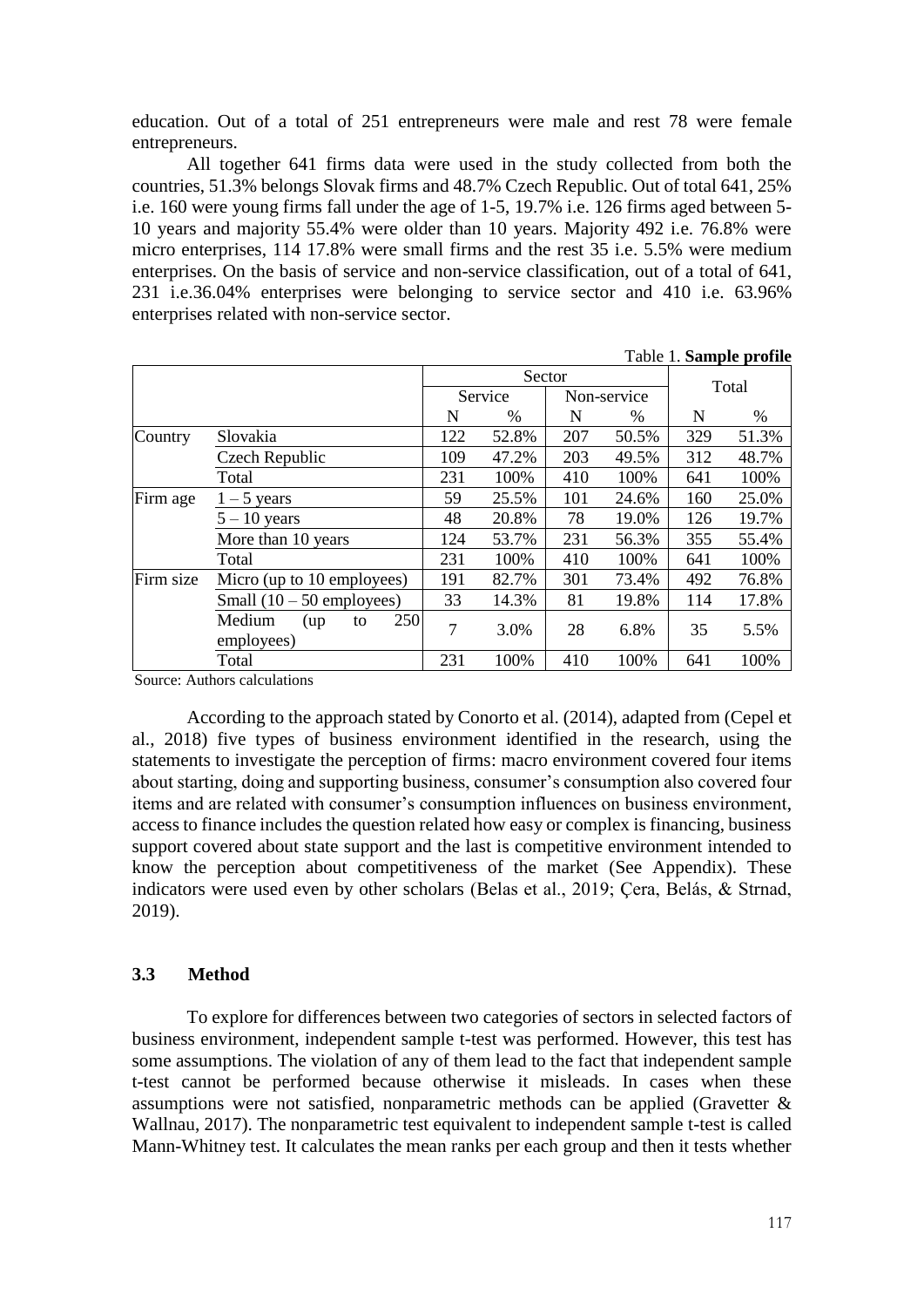education. Out of a total of 251 entrepreneurs were male and rest 78 were female entrepreneurs.

All together 641 firms data were used in the study collected from both the countries, 51.3% belongs Slovak firms and 48.7% Czech Republic. Out of total 641, 25% i.e. 160 were young firms fall under the age of 1-5, 19.7% i.e. 126 firms aged between 5-10 years and majority 55.4% were older than 10 years. Majority 492 i.e. 76.8% were micro enterprises, 114 17.8% were small firms and the rest 35 i.e. 5.5% were medium enterprises. On the basis of service and non-service classification, out of a total of 641, 231 i.e.36.04% enterprises were belonging to service sector and 410 i.e. 63.96% enterprises related with non-service sector.

Table 1. **Sample profile**

| | | Sector | | | | Total | |
|---|---|---|---|---|---|---|---|
| | | Service | | Non-service | | | |
| | | N | % | N | % | N | % |
| Country | Slovakia | 122 | 52.8% | 207 | 50.5% | 329 | 51.3% |
| | Czech Republic | 109 | 47.2% | 203 | 49.5% | 312 | 48.7% |
| | Total | 231 | 100% | 410 | 100% | 641 | 100% |
| Firm age | 1 – 5 years | 59 | 25.5% | 101 | 24.6% | 160 | 25.0% |
| | 5 – 10 years | 48 | 20.8% | 78 | 19.0% | 126 | 19.7% |
| | More than 10 years | 124 | 53.7% | 231 | 56.3% | 355 | 55.4% |
| | Total | 231 | 100% | 410 | 100% | 641 | 100% |
| Firm size | Micro (up to 10 employees) | 191 | 82.7% | 301 | 73.4% | 492 | 76.8% |
| | Small (10 – 50 employees) | 33 | 14.3% | 81 | 19.8% | 114 | 17.8% |
| | Medium (up to 250 employees) | 7 | 3.0% | 28 | 6.8% | 35 | 5.5% |
| | Total | 231 | 100% | 410 | 100% | 641 | 100% |

Source: Authors calculations

According to the approach stated by Conorto et al. (2014), adapted from (Cepel et al., 2018) five types of business environment identified in the research, using the statements to investigate the perception of firms: macro environment covered four items about starting, doing and supporting business, consumer's consumption also covered four items and are related with consumer's consumption influences on business environment, access to finance includes the question related how easy or complex is financing, business support covered about state support and the last is competitive environment intended to know the perception about competitiveness of the market (See Appendix). These indicators were used even by other scholars (Belas et al., 2019; Çera, Belás, & Strnad, 2019).

### 3.3 Method

To explore for differences between two categories of sectors in selected factors of business environment, independent sample t-test was performed. However, this test has some assumptions. The violation of any of them lead to the fact that independent sample t-test cannot be performed because otherwise it misleads. In cases when these assumptions were not satisfied, nonparametric methods can be applied (Gravetter & Wallnau, 2017). The nonparametric test equivalent to independent sample t-test is called Mann-Whitney test. It calculates the mean ranks per each group and then it tests whether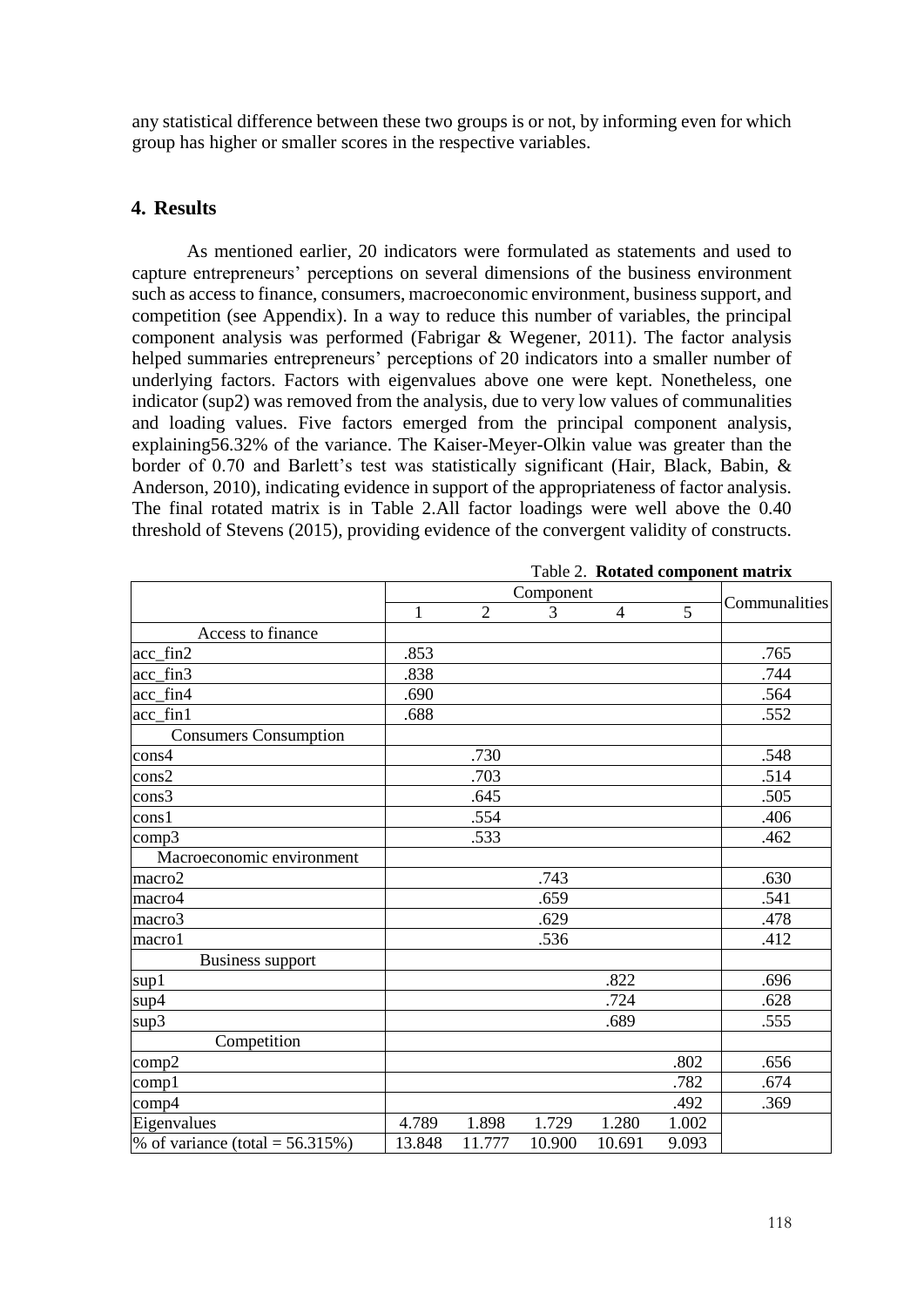any statistical difference between these two groups is or not, by informing even for which group has higher or smaller scores in the respective variables.

## 4. Results

As mentioned earlier, 20 indicators were formulated as statements and used to capture entrepreneurs' perceptions on several dimensions of the business environment such as access to finance, consumers, macroeconomic environment, business support, and competition (see Appendix). In a way to reduce this number of variables, the principal component analysis was performed (Fabrigar & Wegener, 2011). The factor analysis helped summaries entrepreneurs' perceptions of 20 indicators into a smaller number of underlying factors. Factors with eigenvalues above one were kept. Nonetheless, one indicator (sup2) was removed from the analysis, due to very low values of communalities and loading values. Five factors emerged from the principal component analysis, explaining56.32% of the variance. The Kaiser-Meyer-Olkin value was greater than the border of 0.70 and Barlett's test was statistically significant (Hair, Black, Babin, & Anderson, 2010), indicating evidence in support of the appropriateness of factor analysis. The final rotated matrix is in Table 2.All factor loadings were well above the 0.40 threshold of Stevens (2015), providing evidence of the convergent validity of constructs.

Table 2. **Rotated component matrix**

| | Component | | | | | Communalities |
|---|---|---|---|---|---|---|
| | 1 | 2 | 3 | 4 | 5 | |
| Access to finance | | | | | | |
| acc_fin2 | .853 | | | | | .765 |
| acc_fin3 | .838 | | | | | .744 |
| acc_fin4 | .690 | | | | | .564 |
| acc_fin1 | .688 | | | | | .552 |
| Consumers Consumption | | | | | | |
| cons4 | | .730 | | | | .548 |
| cons2 | | .703 | | | | .514 |
| cons3 | | .645 | | | | .505 |
| cons1 | | .554 | | | | .406 |
| comp3 | | .533 | | | | .462 |
| Macroeconomic environment | | | | | | |
| macro2 | | | .743 | | | .630 |
| macro4 | | | .659 | | | .541 |
| macro3 | | | .629 | | | .478 |
| macro1 | | | .536 | | | .412 |
| Business support | | | | | | |
| sup1 | | | | .822 | | .696 |
| sup4 | | | | .724 | | .628 |
| sup3 | | | | .689 | | .555 |
| Competition | | | | | | |
| comp2 | | | | | .802 | .656 |
| comp1 | | | | | .782 | .674 |
| comp4 | | | | | .492 | .369 |
| Eigenvalues | 4.789 | 1.898 | 1.729 | 1.280 | 1.002 | |
| % of variance (total = 56.315%) | 13.848 | 11.777 | 10.900 | 10.691 | 9.093 | |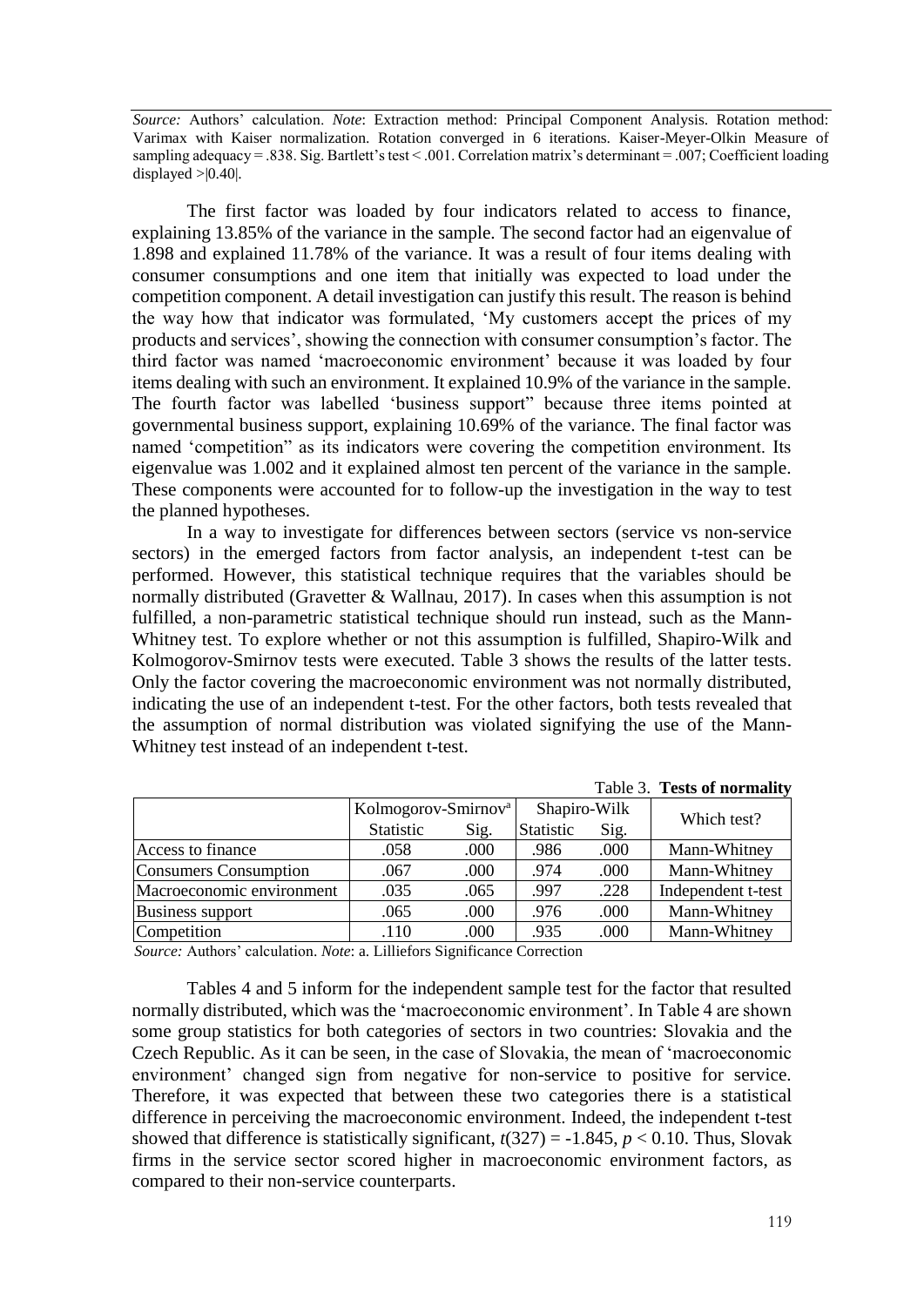*Source:* Authors' calculation. *Note*: Extraction method: Principal Component Analysis. Rotation method: Varimax with Kaiser normalization. Rotation converged in 6 iterations. Kaiser-Meyer-Olkin Measure of sampling adequacy = .838. Sig. Bartlett's test < .001. Correlation matrix's determinant = .007; Coefficient loading displayed >|0.40|.

The first factor was loaded by four indicators related to access to finance, explaining 13.85% of the variance in the sample. The second factor had an eigenvalue of 1.898 and explained 11.78% of the variance. It was a result of four items dealing with consumer consumptions and one item that initially was expected to load under the competition component. A detail investigation can justify this result. The reason is behind the way how that indicator was formulated, 'My customers accept the prices of my products and services', showing the connection with consumer consumption's factor. The third factor was named 'macroeconomic environment' because it was loaded by four items dealing with such an environment. It explained 10.9% of the variance in the sample. The fourth factor was labelled 'business support" because three items pointed at governmental business support, explaining 10.69% of the variance. The final factor was named 'competition" as its indicators were covering the competition environment. Its eigenvalue was 1.002 and it explained almost ten percent of the variance in the sample. These components were accounted for to follow-up the investigation in the way to test the planned hypotheses.

In a way to investigate for differences between sectors (service vs non-service sectors) in the emerged factors from factor analysis, an independent t-test can be performed. However, this statistical technique requires that the variables should be normally distributed (Gravetter & Wallnau, 2017). In cases when this assumption is not fulfilled, a non-parametric statistical technique should run instead, such as the Mann-Whitney test. To explore whether or not this assumption is fulfilled, Shapiro-Wilk and Kolmogorov-Smirnov tests were executed. Table 3 shows the results of the latter tests. Only the factor covering the macroeconomic environment was not normally distributed, indicating the use of an independent t-test. For the other factors, both tests revealed that the assumption of normal distribution was violated signifying the use of the Mann-Whitney test instead of an independent t-test.

Table 3. **Tests of normality**

| | Kolmogorov-Smirnov[a] | | Shapiro-Wilk | | Which test? |
|---|---|---|---|---|---|
| | Statistic | Sig. | Statistic | Sig. | |
| Access to finance | .058 | .000 | .986 | .000 | Mann-Whitney |
| Consumers Consumption | .067 | .000 | .974 | .000 | Mann-Whitney |
| Macroeconomic environment | .035 | .065 | .997 | .228 | Independent t-test |
| Business support | .065 | .000 | .976 | .000 | Mann-Whitney |
| Competition | .110 | .000 | .935 | .000 | Mann-Whitney |

*Source:* Authors' calculation. *Note*: a. Lilliefors Significance Correction

Tables 4 and 5 inform for the independent sample test for the factor that resulted normally distributed, which was the 'macroeconomic environment'. In Table 4 are shown some group statistics for both categories of sectors in two countries: Slovakia and the Czech Republic. As it can be seen, in the case of Slovakia, the mean of 'macroeconomic environment' changed sign from negative for non-service to positive for service. Therefore, it was expected that between these two categories there is a statistical difference in perceiving the macroeconomic environment. Indeed, the independent t-test showed that difference is statistically significant, $t(327) = -1.845$, $p < 0.10$. Thus, Slovak firms in the service sector scored higher in macroeconomic environment factors, as compared to their non-service counterparts.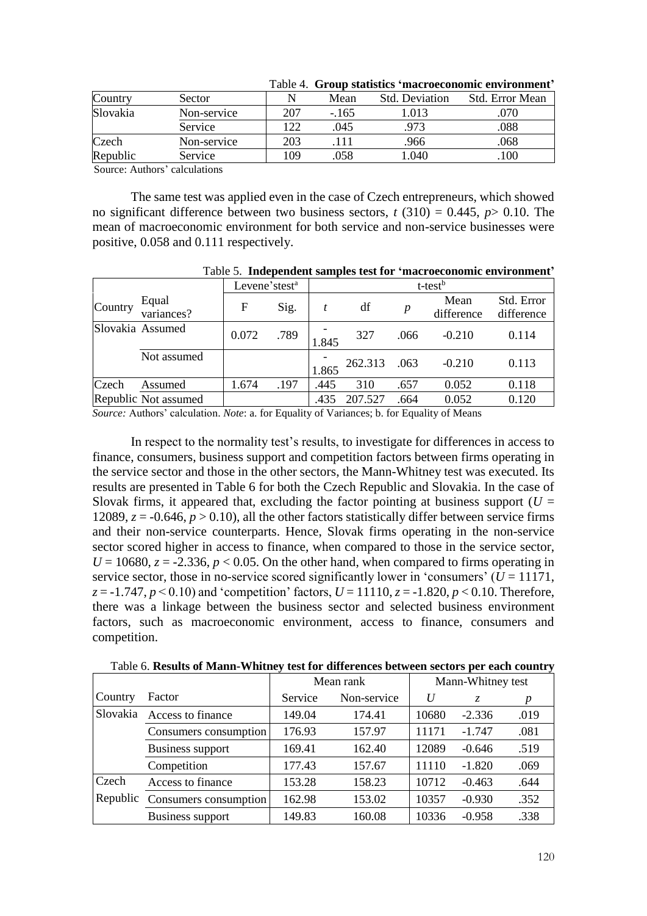Table 4. **Group statistics 'macroeconomic environment'**

| Country | Sector | N | Mean | Std. Deviation | Std. Error Mean |
|---|---|---|---|---|---|
| Slovakia | Non-service | 207 | -.165 | 1.013 | .070 |
| | Service | 122 | .045 | .973 | .088 |
| Czech | Non-service | 203 | .111 | .966 | .068 |
| Republic | Service | 109 | .058 | 1.040 | .100 |

Source: Authors' calculations

The same test was applied even in the case of Czech entrepreneurs, which showed no significant difference between two business sectors, $t$ (310) = 0.445, $p$> 0.10. The mean of macroeconomic environment for both service and non-service businesses were positive, 0.058 and 0.111 respectively.

Table 5. **Independent samples test for 'macroeconomic environment'**

| | | Levene'stest[a] | | t-test[b] | | | | |
|---|---|---|---|---|---|---|---|---|
| Country | Equal variances? | F | Sig. | $t$ | df | $p$ | Mean difference | Std. Error difference |
| Slovakia | Assumed | 0.072 | .789 | -1.845 | 327 | .066 | -0.210 | 0.114 |
| | Not assumed | | | -1.865 | 262.313 | .063 | -0.210 | 0.113 |
| Czech | Assumed | 1.674 | .197 | .445 | 310 | .657 | 0.052 | 0.118 |
| Republic | Not assumed | | | .435 | 207.527 | .664 | 0.052 | 0.120 |

*Source:* Authors' calculation. *Note*: a. for Equality of Variances; b. for Equality of Means

In respect to the normality test's results, to investigate for differences in access to finance, consumers, business support and competition factors between firms operating in the service sector and those in the other sectors, the Mann-Whitney test was executed. Its results are presented in Table 6 for both the Czech Republic and Slovakia. In the case of Slovak firms, it appeared that, excluding the factor pointing at business support ($U$ = 12089, $z$ = -0.646, $p$ > 0.10), all the other factors statistically differ between service firms and their non-service counterparts. Hence, Slovak firms operating in the non-service sector scored higher in access to finance, when compared to those in the service sector, $U$ = 10680, $z$ = -2.336, $p$ < 0.05. On the other hand, when compared to firms operating in service sector, those in no-service scored significantly lower in 'consumers' ($U$ = 11171, $z$ = -1.747, $p$ < 0.10) and 'competition' factors, $U$ = 11110, $z$ = -1.820, $p$ < 0.10. Therefore, there was a linkage between the business sector and selected business environment factors, such as macroeconomic environment, access to finance, consumers and competition.

Table 6. **Results of Mann-Whitney test for differences between sectors per each country**

| | | Mean rank | | Mann-Whitney test | | |
|---|---|---|---|---|---|---|
| Country | Factor | Service | Non-service | $U$ | $z$ | $p$ |
| Slovakia | Access to finance | 149.04 | 174.41 | 10680 | -2.336 | .019 |
| | Consumers consumption | 176.93 | 157.97 | 11171 | -1.747 | .081 |
| | Business support | 169.41 | 162.40 | 12089 | -0.646 | .519 |
| | Competition | 177.43 | 157.67 | 11110 | -1.820 | .069 |
| Czech | Access to finance | 153.28 | 158.23 | 10712 | -0.463 | .644 |
| Republic | Consumers consumption | 162.98 | 153.02 | 10357 | -0.930 | .352 |
| | Business support | 149.83 | 160.08 | 10336 | -0.958 | .338 |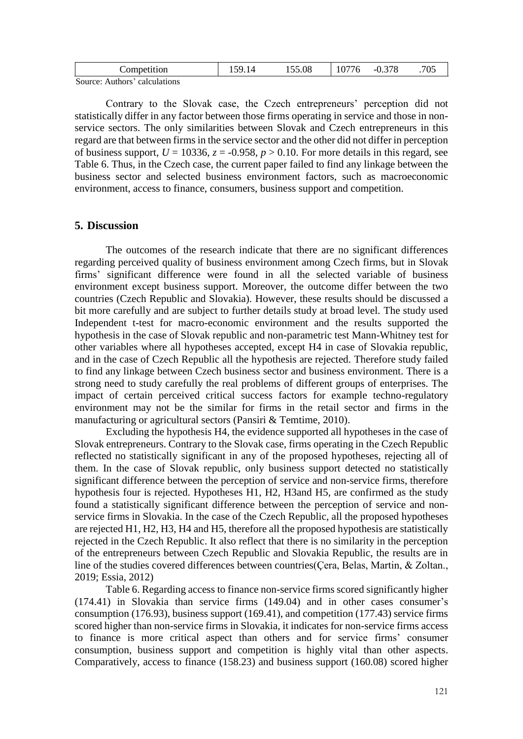| Competition | 159.14 | 155.08 | 10776 | -0.378 | .705 |
|---|---|---|---|---|---|

Source: Authors' calculations

Contrary to the Slovak case, the Czech entrepreneurs' perception did not statistically differ in any factor between those firms operating in service and those in non-service sectors. The only similarities between Slovak and Czech entrepreneurs in this regard are that between firms in the service sector and the other did not differ in perception of business support, $U = 10336$, $z = -0.958$, $p > 0.10$. For more details in this regard, see Table 6. Thus, in the Czech case, the current paper failed to find any linkage between the business sector and selected business environment factors, such as macroeconomic environment, access to finance, consumers, business support and competition.

## 5. Discussion

The outcomes of the research indicate that there are no significant differences regarding perceived quality of business environment among Czech firms, but in Slovak firms' significant difference were found in all the selected variable of business environment except business support. Moreover, the outcome differ between the two countries (Czech Republic and Slovakia). However, these results should be discussed a bit more carefully and are subject to further details study at broad level. The study used Independent t-test for macro-economic environment and the results supported the hypothesis in the case of Slovak republic and non-parametric test Mann-Whitney test for other variables where all hypotheses accepted, except H4 in case of Slovakia republic, and in the case of Czech Republic all the hypothesis are rejected. Therefore study failed to find any linkage between Czech business sector and business environment. There is a strong need to study carefully the real problems of different groups of enterprises. The impact of certain perceived critical success factors for example techno-regulatory environment may not be the similar for firms in the retail sector and firms in the manufacturing or agricultural sectors (Pansiri & Temtime, 2010).

Excluding the hypothesis H4, the evidence supported all hypotheses in the case of Slovak entrepreneurs. Contrary to the Slovak case, firms operating in the Czech Republic reflected no statistically significant in any of the proposed hypotheses, rejecting all of them. In the case of Slovak republic, only business support detected no statistically significant difference between the perception of service and non-service firms, therefore hypothesis four is rejected. Hypotheses H1, H2, H3and H5, are confirmed as the study found a statistically significant difference between the perception of service and non-service firms in Slovakia. In the case of the Czech Republic, all the proposed hypotheses are rejected H1, H2, H3, H4 and H5, therefore all the proposed hypothesis are statistically rejected in the Czech Republic. It also reflect that there is no similarity in the perception of the entrepreneurs between Czech Republic and Slovakia Republic, the results are in line of the studies covered differences between countries(Çera, Belas, Martin, & Zoltan., 2019; Essia, 2012)

Table 6. Regarding access to finance non-service firms scored significantly higher (174.41) in Slovakia than service firms (149.04) and in other cases consumer's consumption (176.93), business support (169.41), and competition (177.43) service firms scored higher than non-service firms in Slovakia, it indicates for non-service firms access to finance is more critical aspect than others and for service firms' consumer consumption, business support and competition is highly vital than other aspects. Comparatively, access to finance (158.23) and business support (160.08) scored higher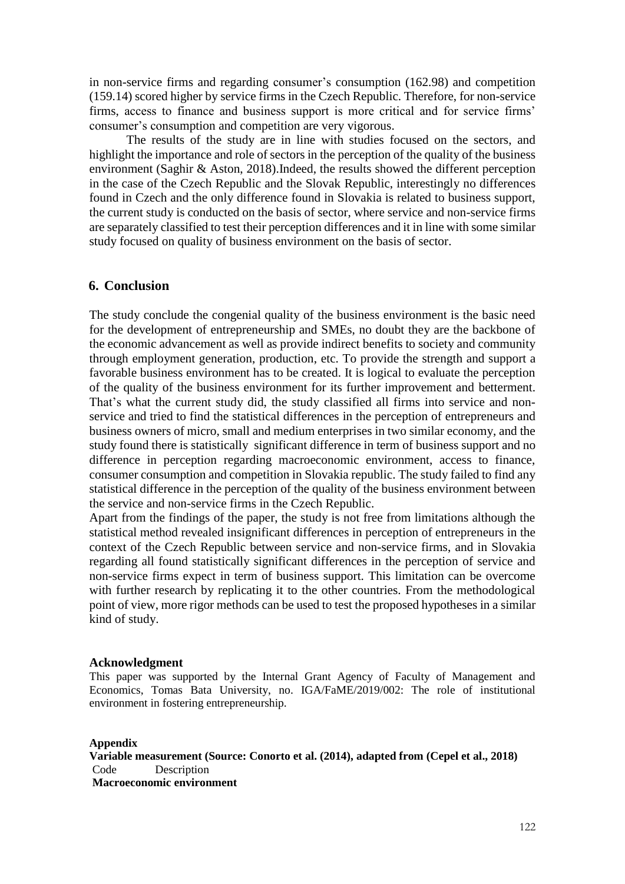in non-service firms and regarding consumer's consumption (162.98) and competition (159.14) scored higher by service firms in the Czech Republic. Therefore, for non-service firms, access to finance and business support is more critical and for service firms' consumer's consumption and competition are very vigorous.

The results of the study are in line with studies focused on the sectors, and highlight the importance and role of sectors in the perception of the quality of the business environment (Saghir & Aston, 2018).Indeed, the results showed the different perception in the case of the Czech Republic and the Slovak Republic, interestingly no differences found in Czech and the only difference found in Slovakia is related to business support, the current study is conducted on the basis of sector, where service and non-service firms are separately classified to test their perception differences and it in line with some similar study focused on quality of business environment on the basis of sector.

## 6. Conclusion

The study conclude the congenial quality of the business environment is the basic need for the development of entrepreneurship and SMEs, no doubt they are the backbone of the economic advancement as well as provide indirect benefits to society and community through employment generation, production, etc. To provide the strength and support a favorable business environment has to be created. It is logical to evaluate the perception of the quality of the business environment for its further improvement and betterment. That's what the current study did, the study classified all firms into service and non-service and tried to find the statistical differences in the perception of entrepreneurs and business owners of micro, small and medium enterprises in two similar economy, and the study found there is statistically significant difference in term of business support and no difference in perception regarding macroeconomic environment, access to finance, consumer consumption and competition in Slovakia republic. The study failed to find any statistical difference in the perception of the quality of the business environment between the service and non-service firms in the Czech Republic.

Apart from the findings of the paper, the study is not free from limitations although the statistical method revealed insignificant differences in perception of entrepreneurs in the context of the Czech Republic between service and non-service firms, and in Slovakia regarding all found statistically significant differences in the perception of service and non-service firms expect in term of business support. This limitation can be overcome with further research by replicating it to the other countries. From the methodological point of view, more rigor methods can be used to test the proposed hypotheses in a similar kind of study.

### Acknowledgment

This paper was supported by the Internal Grant Agency of Faculty of Management and Economics, Tomas Bata University, no. IGA/FaME/2019/002: The role of institutional environment in fostering entrepreneurship.

### Appendix

**Variable measurement (Source: Conorto et al. (2014), adapted from (Cepel et al., 2018)**

| Code | Description |
|---|---|
| **Macroeconomic environment** | |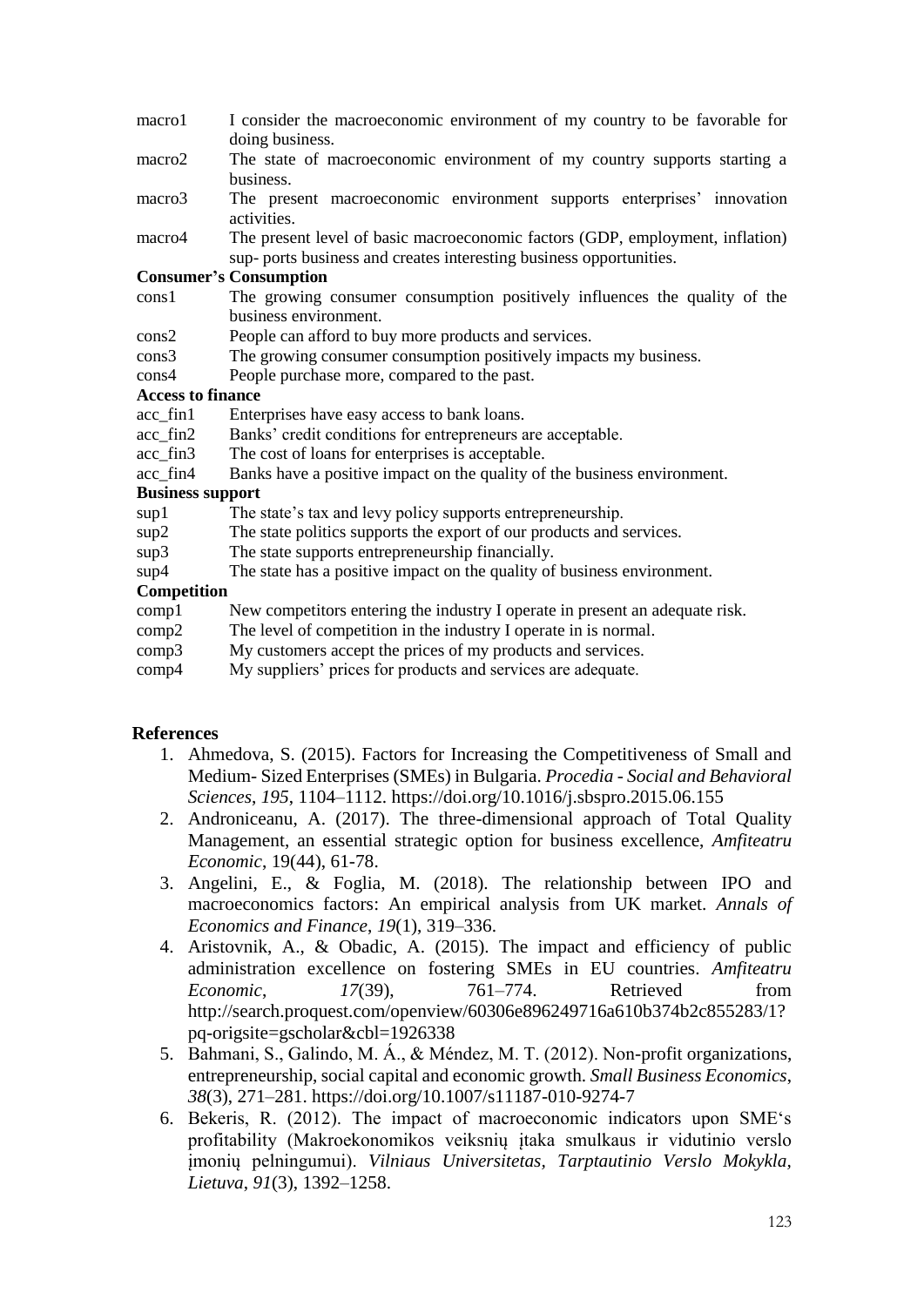| | |
|---|---|
| macro1 | I consider the macroeconomic environment of my country to be favorable for doing business. |
| macro2 | The state of macroeconomic environment of my country supports starting a business. |
| macro3 | The present macroeconomic environment supports enterprises' innovation activities. |
| macro4 | The present level of basic macroeconomic factors (GDP, employment, inflation) sup- ports business and creates interesting business opportunities. |
| **Consumer's Consumption** | |
| cons1 | The growing consumer consumption positively influences the quality of the business environment. |
| cons2 | People can afford to buy more products and services. |
| cons3 | The growing consumer consumption positively impacts my business. |
| cons4 | People purchase more, compared to the past. |
| **Access to finance** | |
| acc_fin1 | Enterprises have easy access to bank loans. |
| acc_fin2 | Banks' credit conditions for entrepreneurs are acceptable. |
| acc_fin3 | The cost of loans for enterprises is acceptable. |
| acc_fin4 | Banks have a positive impact on the quality of the business environment. |
| **Business support** | |
| sup1 | The state's tax and levy policy supports entrepreneurship. |
| sup2 | The state politics supports the export of our products and services. |
| sup3 | The state supports entrepreneurship financially. |
| sup4 | The state has a positive impact on the quality of business environment. |
| **Competition** | |
| comp1 | New competitors entering the industry I operate in present an adequate risk. |
| comp2 | The level of competition in the industry I operate in is normal. |
| comp3 | My customers accept the prices of my products and services. |
| comp4 | My suppliers' prices for products and services are adequate. |

## References

1. Ahmedova, S. (2015). Factors for Increasing the Competitiveness of Small and Medium- Sized Enterprises (SMEs) in Bulgaria. *Procedia - Social and Behavioral Sciences*, *195*, 1104–1112. https://doi.org/10.1016/j.sbspro.2015.06.155
2. Androniceanu, A. (2017). The three-dimensional approach of Total Quality Management, an essential strategic option for business excellence, *Amfiteatru Economic*, 19(44), 61-78.
3. Angelini, E., & Foglia, M. (2018). The relationship between IPO and macroeconomics factors: An empirical analysis from UK market. *Annals of Economics and Finance*, *19*(1), 319–336.
4. Aristovnik, A., & Obadic, A. (2015). The impact and efficiency of public administration excellence on fostering SMEs in EU countries. *Amfiteatru Economic*, *17*(39), 761–774. Retrieved from http://search.proquest.com/openview/60306e896249716a610b374b2c855283/1?pq-origsite=gscholar&cbl=1926338
5. Bahmani, S., Galindo, M. Á., & Méndez, M. T. (2012). Non-profit organizations, entrepreneurship, social capital and economic growth. *Small Business Economics*, *38*(3), 271–281. https://doi.org/10.1007/s11187-010-9274-7
6. Bekeris, R. (2012). The impact of macroeconomic indicators upon SME's profitability (Makroekonomikos veiksnių įtaka smulkaus ir vidutinio verslo įmonių pelningumui). *Vilniaus Universitetas, Tarptautinio Verslo Mokykla, Lietuva*, *91*(3), 1392–1258.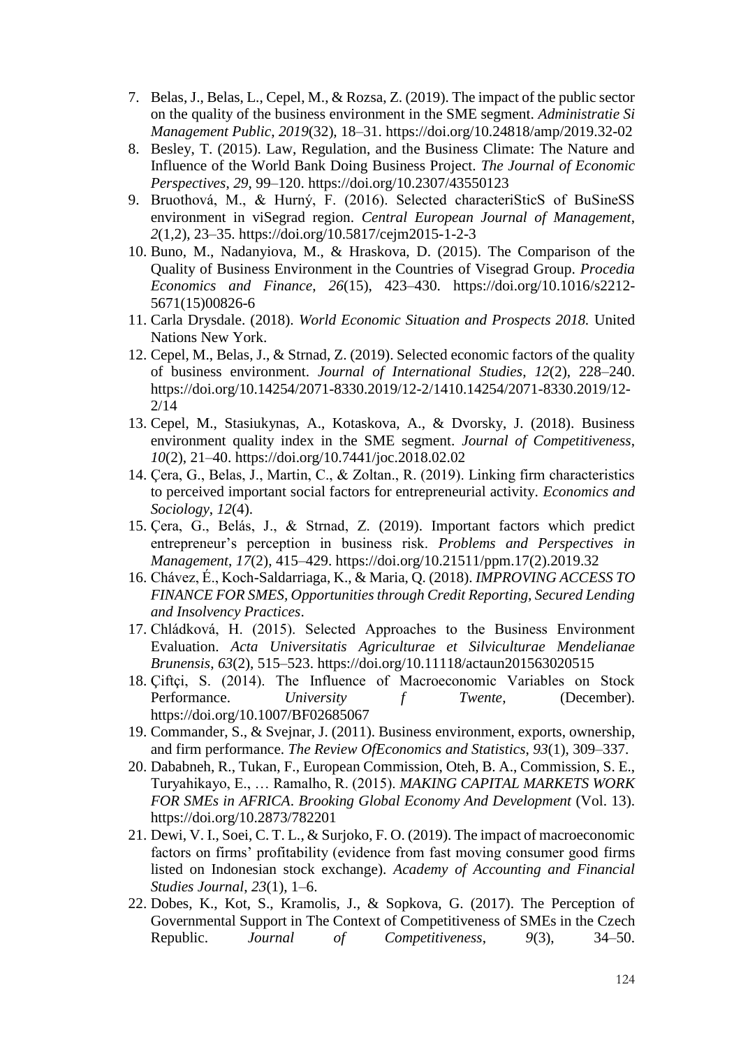7. Belas, J., Belas, L., Cepel, M., & Rozsa, Z. (2019). The impact of the public sector on the quality of the business environment in the SME segment. *Administratie Si Management Public*, *2019*(32), 18–31. https://doi.org/10.24818/amp/2019.32-02
8. Besley, T. (2015). Law, Regulation, and the Business Climate: The Nature and Influence of the World Bank Doing Business Project. *The Journal of Economic Perspectives*, *29*, 99–120. https://doi.org/10.2307/43550123
9. Bruothová, M., & Hurný, F. (2016). Selected characteriSticS of BuSineSS environment in viSegrad region. *Central European Journal of Management*, *2*(1,2), 23–35. https://doi.org/10.5817/cejm2015-1-2-3
10. Buno, M., Nadanyiova, M., & Hraskova, D. (2015). The Comparison of the Quality of Business Environment in the Countries of Visegrad Group. *Procedia Economics and Finance*, *26*(15), 423–430. https://doi.org/10.1016/s2212-5671(15)00826-6
11. Carla Drysdale. (2018). *World Economic Situation and Prospects 2018.* United Nations New York.
12. Cepel, M., Belas, J., & Strnad, Z. (2019). Selected economic factors of the quality of business environment. *Journal of International Studies*, *12*(2), 228–240. https://doi.org/10.14254/2071-8330.2019/12-2/1410.14254/2071-8330.2019/12-2/14
13. Cepel, M., Stasiukynas, A., Kotaskova, A., & Dvorsky, J. (2018). Business environment quality index in the SME segment. *Journal of Competitiveness*, *10*(2), 21–40. https://doi.org/10.7441/joc.2018.02.02
14. Çera, G., Belas, J., Martin, C., & Zoltan., R. (2019). Linking firm characteristics to perceived important social factors for entrepreneurial activity. *Economics and Sociology*, *12*(4).
15. Çera, G., Belás, J., & Strnad, Z. (2019). Important factors which predict entrepreneur's perception in business risk. *Problems and Perspectives in Management*, *17*(2), 415–429. https://doi.org/10.21511/ppm.17(2).2019.32
16. Chávez, É., Koch-Saldarriaga, K., & Maria, Q. (2018). *IMPROVING ACCESS TO FINANCE FOR SMES, Opportunities through Credit Reporting, Secured Lending and Insolvency Practices*.
17. Chládková, H. (2015). Selected Approaches to the Business Environment Evaluation. *Acta Universitatis Agriculturae et Silviculturae Mendelianae Brunensis*, *63*(2), 515–523. https://doi.org/10.11118/actaun201563020515
18. Çiftçi, S. (2014). The Influence of Macroeconomic Variables on Stock Performance. *University f Twente*, (December). https://doi.org/10.1007/BF02685067
19. Commander, S., & Svejnar, J. (2011). Business environment, exports, ownership, and firm performance. *The Review OfEconomics and Statistics*, *93*(1), 309–337.
20. Dababneh, R., Tukan, F., European Commission, Oteh, B. A., Commission, S. E., Turyahikayo, E., … Ramalho, R. (2015). *MAKING CAPITAL MARKETS WORK FOR SMEs in AFRICA*. *Brooking Global Economy And Development* (Vol. 13). https://doi.org/10.2873/782201
21. Dewi, V. I., Soei, C. T. L., & Surjoko, F. O. (2019). The impact of macroeconomic factors on firms' profitability (evidence from fast moving consumer good firms listed on Indonesian stock exchange). *Academy of Accounting and Financial Studies Journal*, *23*(1), 1–6.
22. Dobes, K., Kot, S., Kramolis, J., & Sopkova, G. (2017). The Perception of Governmental Support in The Context of Competitiveness of SMEs in the Czech Republic. *Journal of Competitiveness*, *9*(3), 34–50.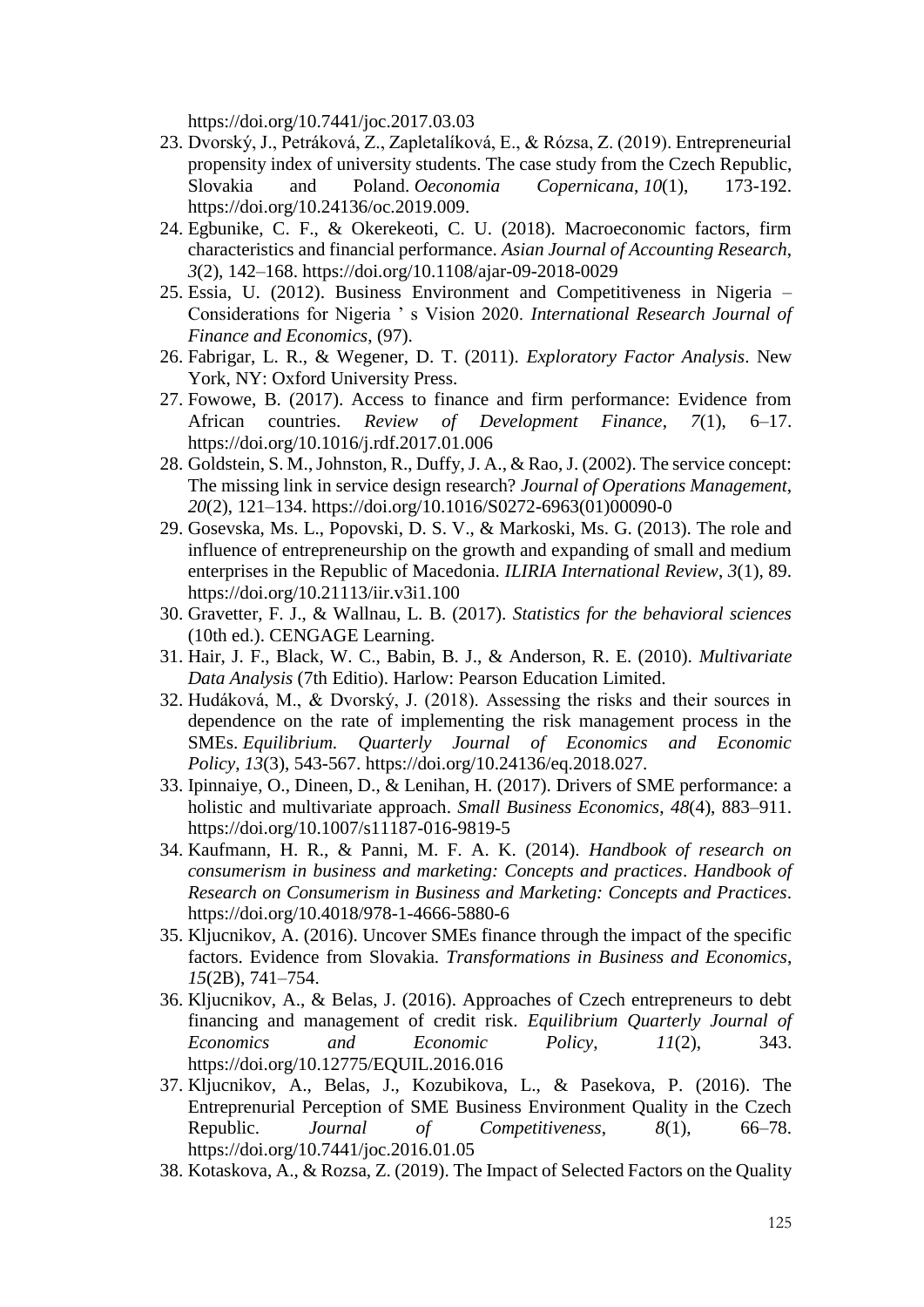https://doi.org/10.7441/joc.2017.03.03

23. Dvorský, J., Petráková, Z., Zapletalíková, E., & Rózsa, Z. (2019). Entrepreneurial propensity index of university students. The case study from the Czech Republic, Slovakia and Poland. *Oeconomia Copernicana*, *10*(1), 173-192. https://doi.org/10.24136/oc.2019.009.
24. Egbunike, C. F., & Okerekeoti, C. U. (2018). Macroeconomic factors, firm characteristics and financial performance. *Asian Journal of Accounting Research*, *3*(2), 142–168. https://doi.org/10.1108/ajar-09-2018-0029
25. Essia, U. (2012). Business Environment and Competitiveness in Nigeria – Considerations for Nigeria ' s Vision 2020. *International Research Journal of Finance and Economics*, (97).
26. Fabrigar, L. R., & Wegener, D. T. (2011). *Exploratory Factor Analysis*. New York, NY: Oxford University Press.
27. Fowowe, B. (2017). Access to finance and firm performance: Evidence from African countries. *Review of Development Finance*, *7*(1), 6–17. https://doi.org/10.1016/j.rdf.2017.01.006
28. Goldstein, S. M., Johnston, R., Duffy, J. A., & Rao, J. (2002). The service concept: The missing link in service design research? *Journal of Operations Management*, *20*(2), 121–134. https://doi.org/10.1016/S0272-6963(01)00090-0
29. Gosevska, Ms. L., Popovski, D. S. V., & Markoski, Ms. G. (2013). The role and influence of entrepreneurship on the growth and expanding of small and medium enterprises in the Republic of Macedonia. *ILIRIA International Review*, *3*(1), 89. https://doi.org/10.21113/iir.v3i1.100
30. Gravetter, F. J., & Wallnau, L. B. (2017). *Statistics for the behavioral sciences* (10th ed.). CENGAGE Learning.
31. Hair, J. F., Black, W. C., Babin, B. J., & Anderson, R. E. (2010). *Multivariate Data Analysis* (7th Editio). Harlow: Pearson Education Limited.
32. Hudáková, M., & Dvorský, J. (2018). Assessing the risks and their sources in dependence on the rate of implementing the risk management process in the SMEs. *Equilibrium. Quarterly Journal of Economics and Economic Policy*, *13*(3), 543-567. https://doi.org/10.24136/eq.2018.027.
33. Ipinnaiye, O., Dineen, D., & Lenihan, H. (2017). Drivers of SME performance: a holistic and multivariate approach. *Small Business Economics*, *48*(4), 883–911. https://doi.org/10.1007/s11187-016-9819-5
34. Kaufmann, H. R., & Panni, M. F. A. K. (2014). *Handbook of research on consumerism in business and marketing: Concepts and practices*. *Handbook of Research on Consumerism in Business and Marketing: Concepts and Practices*. https://doi.org/10.4018/978-1-4666-5880-6
35. Kljucnikov, A. (2016). Uncover SMEs finance through the impact of the specific factors. Evidence from Slovakia. *Transformations in Business and Economics*, *15*(2B), 741–754.
36. Kljucnikov, A., & Belas, J. (2016). Approaches of Czech entrepreneurs to debt financing and management of credit risk. *Equilibrium Quarterly Journal of Economics and Economic Policy*, *11*(2), 343. https://doi.org/10.12775/EQUIL.2016.016
37. Kljucnikov, A., Belas, J., Kozubikova, L., & Pasekova, P. (2016). The Entreprenurial Perception of SME Business Environment Quality in the Czech Republic. *Journal of Competitiveness*, *8*(1), 66–78. https://doi.org/10.7441/joc.2016.01.05
38. Kotaskova, A., & Rozsa, Z. (2019). The Impact of Selected Factors on the Quality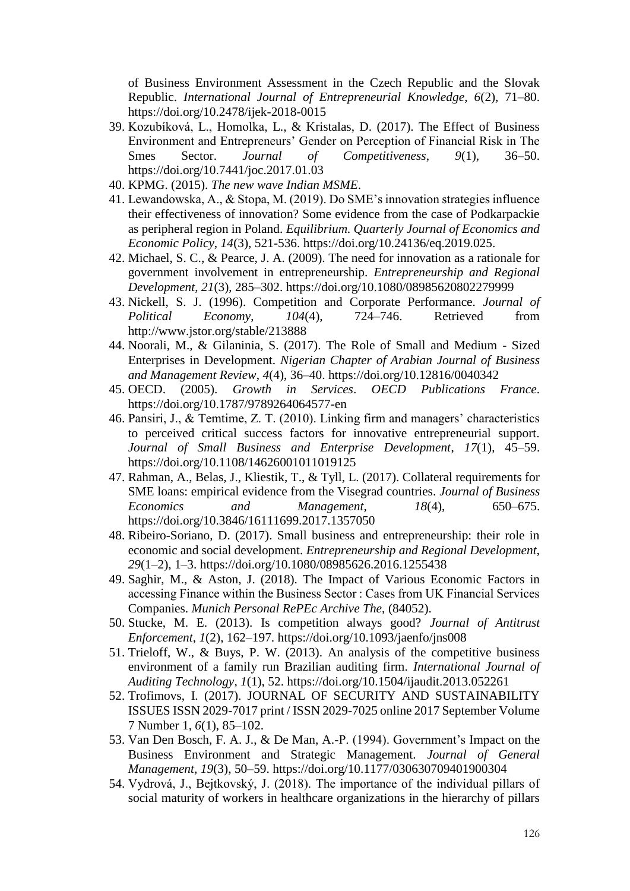of Business Environment Assessment in the Czech Republic and the Slovak Republic. *International Journal of Entrepreneurial Knowledge*, *6*(2), 71–80. https://doi.org/10.2478/ijek-2018-0015

39. Kozubíková, L., Homolka, L., & Kristalas, D. (2017). The Effect of Business Environment and Entrepreneurs' Gender on Perception of Financial Risk in The Smes Sector. *Journal of Competitiveness*, *9*(1), 36–50. https://doi.org/10.7441/joc.2017.01.03
40. KPMG. (2015). *The new wave Indian MSME*.
41. Lewandowska, A., & Stopa, M. (2019). Do SME's innovation strategies influence their effectiveness of innovation? Some evidence from the case of Podkarpackie as peripheral region in Poland. *Equilibrium. Quarterly Journal of Economics and Economic Policy*, *14*(3), 521-536. https://doi.org/10.24136/eq.2019.025.
42. Michael, S. C., & Pearce, J. A. (2009). The need for innovation as a rationale for government involvement in entrepreneurship. *Entrepreneurship and Regional Development*, *21*(3), 285–302. https://doi.org/10.1080/08985620802279999
43. Nickell, S. J. (1996). Competition and Corporate Performance. *Journal of Political Economy*, *104*(4), 724–746. Retrieved from http://www.jstor.org/stable/213888
44. Noorali, M., & Gilaninia, S. (2017). The Role of Small and Medium - Sized Enterprises in Development. *Nigerian Chapter of Arabian Journal of Business and Management Review*, *4*(4), 36–40. https://doi.org/10.12816/0040342
45. OECD. (2005). *Growth in Services*. *OECD Publications France*. https://doi.org/10.1787/9789264064577-en
46. Pansiri, J., & Temtime, Z. T. (2010). Linking firm and managers' characteristics to perceived critical success factors for innovative entrepreneurial support. *Journal of Small Business and Enterprise Development*, *17*(1), 45–59. https://doi.org/10.1108/14626001011019125
47. Rahman, A., Belas, J., Kliestik, T., & Tyll, L. (2017). Collateral requirements for SME loans: empirical evidence from the Visegrad countries. *Journal of Business Economics and Management*, *18*(4), 650–675. https://doi.org/10.3846/16111699.2017.1357050
48. Ribeiro-Soriano, D. (2017). Small business and entrepreneurship: their role in economic and social development. *Entrepreneurship and Regional Development*, *29*(1–2), 1–3. https://doi.org/10.1080/08985626.2016.1255438
49. Saghir, M., & Aston, J. (2018). The Impact of Various Economic Factors in accessing Finance within the Business Sector : Cases from UK Financial Services Companies. *Munich Personal RePEc Archive The*, (84052).
50. Stucke, M. E. (2013). Is competition always good? *Journal of Antitrust Enforcement*, *1*(2), 162–197. https://doi.org/10.1093/jaenfo/jns008
51. Trieloff, W., & Buys, P. W. (2013). An analysis of the competitive business environment of a family run Brazilian auditing firm. *International Journal of Auditing Technology*, *1*(1), 52. https://doi.org/10.1504/ijaudit.2013.052261
52. Trofimovs, I. (2017). JOURNAL OF SECURITY AND SUSTAINABILITY ISSUES ISSN 2029-7017 print / ISSN 2029-7025 online 2017 September Volume 7 Number 1, *6*(1), 85–102.
53. Van Den Bosch, F. A. J., & De Man, A.-P. (1994). Government's Impact on the Business Environment and Strategic Management. *Journal of General Management*, *19*(3), 50–59. https://doi.org/10.1177/030630709401900304
54. Vydrová, J., Bejtkovský, J. (2018). The importance of the individual pillars of social maturity of workers in healthcare organizations in the hierarchy of pillars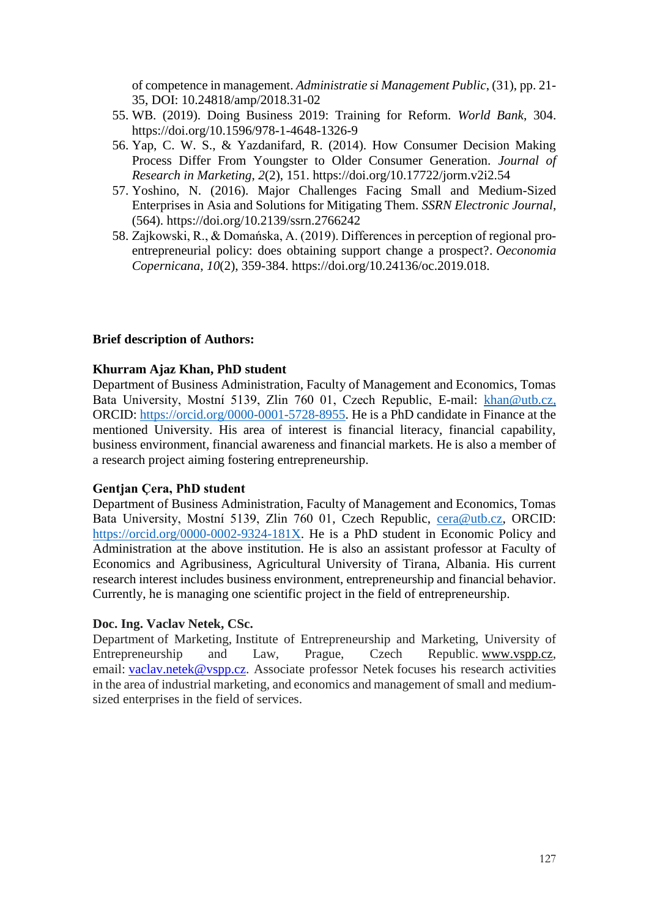of competence in management. *Administratie si Management Public*, (31), pp. 21-35, DOI: 10.24818/amp/2018.31-02

55. WB. (2019). Doing Business 2019: Training for Reform. *World Bank*, 304. https://doi.org/10.1596/978-1-4648-1326-9
56. Yap, C. W. S., & Yazdanifard, R. (2014). How Consumer Decision Making Process Differ From Youngster to Older Consumer Generation. *Journal of Research in Marketing*, *2*(2), 151. https://doi.org/10.17722/jorm.v2i2.54
57. Yoshino, N. (2016). Major Challenges Facing Small and Medium-Sized Enterprises in Asia and Solutions for Mitigating Them. *SSRN Electronic Journal*, (564). https://doi.org/10.2139/ssrn.2766242
58. Zajkowski, R., & Domańska, A. (2019). Differences in perception of regional pro-entrepreneurial policy: does obtaining support change a prospect?. *Oeconomia Copernicana*, *10*(2), 359-384. https://doi.org/10.24136/oc.2019.018.

**Brief description of Authors:**

**Khurram Ajaz Khan, PhD student**

Department of Business Administration, Faculty of Management and Economics, Tomas Bata University, Mostní 5139, Zlin 760 01, Czech Republic, E-mail: khan@utb.cz, ORCID: https://orcid.org/0000-0001-5728-8955. He is a PhD candidate in Finance at the mentioned University. His area of interest is financial literacy, financial capability, business environment, financial awareness and financial markets. He is also a member of a research project aiming fostering entrepreneurship.

**Gentjan Çera, PhD student**

Department of Business Administration, Faculty of Management and Economics, Tomas Bata University, Mostní 5139, Zlin 760 01, Czech Republic, cera@utb.cz, ORCID: https://orcid.org/0000-0002-9324-181X. He is a PhD student in Economic Policy and Administration at the above institution. He is also an assistant professor at Faculty of Economics and Agribusiness, Agricultural University of Tirana, Albania. His current research interest includes business environment, entrepreneurship and financial behavior. Currently, he is managing one scientific project in the field of entrepreneurship.

**Doc. Ing. Vaclav Netek, CSc.**

Department of Marketing, Institute of Entrepreneurship and Marketing, University of Entrepreneurship and Law, Prague, Czech Republic. www.vspp.cz, email: vaclav.netek@vspp.cz. Associate professor Netek focuses his research activities in the area of industrial marketing, and economics and management of small and medium-sized enterprises in the field of services.